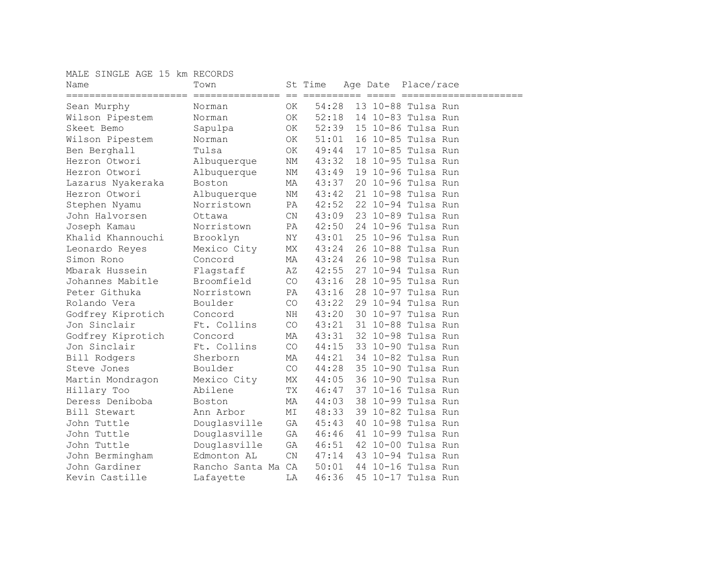MALE SINGLE AGE 15 km RECORDS

| Name | Town | St | Time | Age | Date | Place/race |
|---|---|---|---|---|---|---|
| Sean Murphy | Norman | OK | 54:28 | 13 | 10-88 | Tulsa Run |
| Wilson Pipestem | Norman | OK | 52:18 | 14 | 10-83 | Tulsa Run |
| Skeet Bemo | Sapulpa | OK | 52:39 | 15 | 10-86 | Tulsa Run |
| Wilson Pipestem | Norman | OK | 51:01 | 16 | 10-85 | Tulsa Run |
| Ben Berghall | Tulsa | OK | 49:44 | 17 | 10-85 | Tulsa Run |
| Hezron Otwori | Albuquerque | NM | 43:32 | 18 | 10-95 | Tulsa Run |
| Hezron Otwori | Albuquerque | NM | 43:49 | 19 | 10-96 | Tulsa Run |
| Lazarus Nyakeraka | Boston | MA | 43:37 | 20 | 10-96 | Tulsa Run |
| Hezron Otwori | Albuquerque | NM | 43:42 | 21 | 10-98 | Tulsa Run |
| Stephen Nyamu | Norristown | PA | 42:52 | 22 | 10-94 | Tulsa Run |
| John Halvorsen | Ottawa | CN | 43:09 | 23 | 10-89 | Tulsa Run |
| Joseph Kamau | Norristown | PA | 42:50 | 24 | 10-96 | Tulsa Run |
| Khalid Khannouchi | Brooklyn | NY | 43:01 | 25 | 10-96 | Tulsa Run |
| Leonardo Reyes | Mexico City | MX | 43:24 | 26 | 10-88 | Tulsa Run |
| Simon Rono | Concord | MA | 43:24 | 26 | 10-98 | Tulsa Run |
| Mbarak Hussein | Flagstaff | AZ | 42:55 | 27 | 10-94 | Tulsa Run |
| Johannes Mabitle | Broomfield | CO | 43:16 | 28 | 10-95 | Tulsa Run |
| Peter Githuka | Norristown | PA | 43:16 | 28 | 10-97 | Tulsa Run |
| Rolando Vera | Boulder | CO | 43:22 | 29 | 10-94 | Tulsa Run |
| Godfrey Kiprotich | Concord | NH | 43:20 | 30 | 10-97 | Tulsa Run |
| Jon Sinclair | Ft. Collins | CO | 43:21 | 31 | 10-88 | Tulsa Run |
| Godfrey Kiprotich | Concord | MA | 43:31 | 32 | 10-98 | Tulsa Run |
| Jon Sinclair | Ft. Collins | CO | 44:15 | 33 | 10-90 | Tulsa Run |
| Bill Rodgers | Sherborn | MA | 44:21 | 34 | 10-82 | Tulsa Run |
| Steve Jones | Boulder | CO | 44:28 | 35 | 10-90 | Tulsa Run |
| Martin Mondragon | Mexico City | MX | 44:05 | 36 | 10-90 | Tulsa Run |
| Hillary Too | Abilene | TX | 46:47 | 37 | 10-16 | Tulsa Run |
| Deress Deniboba | Boston | MA | 44:03 | 38 | 10-99 | Tulsa Run |
| Bill Stewart | Ann Arbor | MI | 48:33 | 39 | 10-82 | Tulsa Run |
| John Tuttle | Douglasville | GA | 45:43 | 40 | 10-98 | Tulsa Run |
| John Tuttle | Douglasville | GA | 46:46 | 41 | 10-99 | Tulsa Run |
| John Tuttle | Douglasville | GA | 46:51 | 42 | 10-00 | Tulsa Run |
| John Bermingham | Edmonton AL | CN | 47:14 | 43 | 10-94 | Tulsa Run |
| John Gardiner | Rancho Santa Ma | CA | 50:01 | 44 | 10-16 | Tulsa Run |
| Kevin Castille | Lafayette | LA | 46:36 | 45 | 10-17 | Tulsa Run |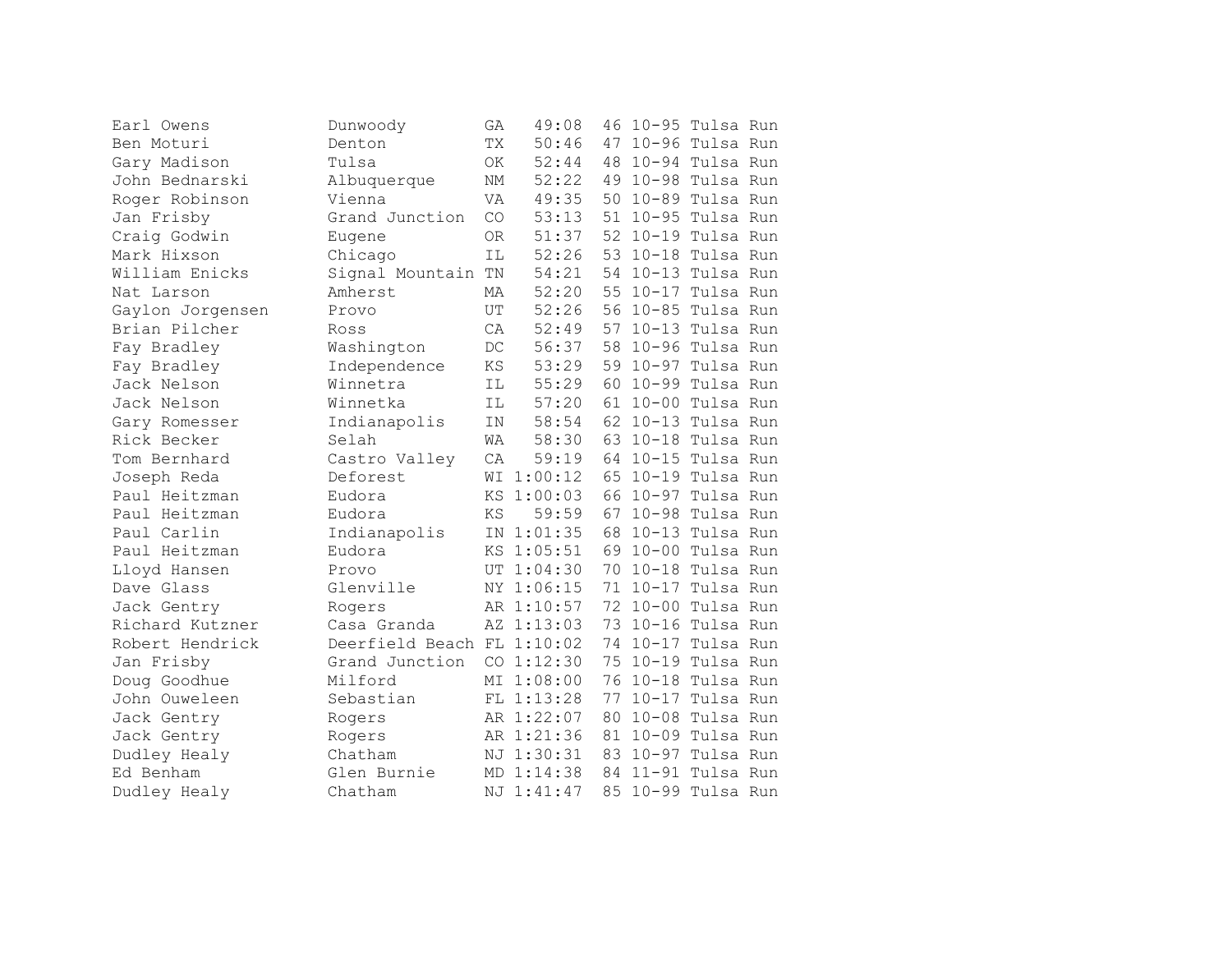| | | | | | | |
|---|---|---|---|---|---|---|
| Earl Owens | Dunwoody | GA | 49:08 | 46 | 10-95 | Tulsa Run |
| Ben Moturi | Denton | TX | 50:46 | 47 | 10-96 | Tulsa Run |
| Gary Madison | Tulsa | OK | 52:44 | 48 | 10-94 | Tulsa Run |
| John Bednarski | Albuquerque | NM | 52:22 | 49 | 10-98 | Tulsa Run |
| Roger Robinson | Vienna | VA | 49:35 | 50 | 10-89 | Tulsa Run |
| Jan Frisby | Grand Junction | CO | 53:13 | 51 | 10-95 | Tulsa Run |
| Craig Godwin | Eugene | OR | 51:37 | 52 | 10-19 | Tulsa Run |
| Mark Hixson | Chicago | IL | 52:26 | 53 | 10-18 | Tulsa Run |
| William Enicks | Signal Mountain | TN | 54:21 | 54 | 10-13 | Tulsa Run |
| Nat Larson | Amherst | MA | 52:20 | 55 | 10-17 | Tulsa Run |
| Gaylon Jorgensen | Provo | UT | 52:26 | 56 | 10-85 | Tulsa Run |
| Brian Pilcher | Ross | CA | 52:49 | 57 | 10-13 | Tulsa Run |
| Fay Bradley | Washington | DC | 56:37 | 58 | 10-96 | Tulsa Run |
| Fay Bradley | Independence | KS | 53:29 | 59 | 10-97 | Tulsa Run |
| Jack Nelson | Winnetra | IL | 55:29 | 60 | 10-99 | Tulsa Run |
| Jack Nelson | Winnetka | IL | 57:20 | 61 | 10-00 | Tulsa Run |
| Gary Romesser | Indianapolis | IN | 58:54 | 62 | 10-13 | Tulsa Run |
| Rick Becker | Selah | WA | 58:30 | 63 | 10-18 | Tulsa Run |
| Tom Bernhard | Castro Valley | CA | 59:19 | 64 | 10-15 | Tulsa Run |
| Joseph Reda | Deforest | WI | 1:00:12 | 65 | 10-19 | Tulsa Run |
| Paul Heitzman | Eudora | KS | 1:00:03 | 66 | 10-97 | Tulsa Run |
| Paul Heitzman | Eudora | KS | 59:59 | 67 | 10-98 | Tulsa Run |
| Paul Carlin | Indianapolis | IN | 1:01:35 | 68 | 10-13 | Tulsa Run |
| Paul Heitzman | Eudora | KS | 1:05:51 | 69 | 10-00 | Tulsa Run |
| Lloyd Hansen | Provo | UT | 1:04:30 | 70 | 10-18 | Tulsa Run |
| Dave Glass | Glenville | NY | 1:06:15 | 71 | 10-17 | Tulsa Run |
| Jack Gentry | Rogers | AR | 1:10:57 | 72 | 10-00 | Tulsa Run |
| Richard Kutzner | Casa Granda | AZ | 1:13:03 | 73 | 10-16 | Tulsa Run |
| Robert Hendrick | Deerfield Beach | FL | 1:10:02 | 74 | 10-17 | Tulsa Run |
| Jan Frisby | Grand Junction | CO | 1:12:30 | 75 | 10-19 | Tulsa Run |
| Doug Goodhue | Milford | MI | 1:08:00 | 76 | 10-18 | Tulsa Run |
| John Ouweleen | Sebastian | FL | 1:13:28 | 77 | 10-17 | Tulsa Run |
| Jack Gentry | Rogers | AR | 1:22:07 | 80 | 10-08 | Tulsa Run |
| Jack Gentry | Rogers | AR | 1:21:36 | 81 | 10-09 | Tulsa Run |
| Dudley Healy | Chatham | NJ | 1:30:31 | 83 | 10-97 | Tulsa Run |
| Ed Benham | Glen Burnie | MD | 1:14:38 | 84 | 11-91 | Tulsa Run |
| Dudley Healy | Chatham | NJ | 1:41:47 | 85 | 10-99 | Tulsa Run |